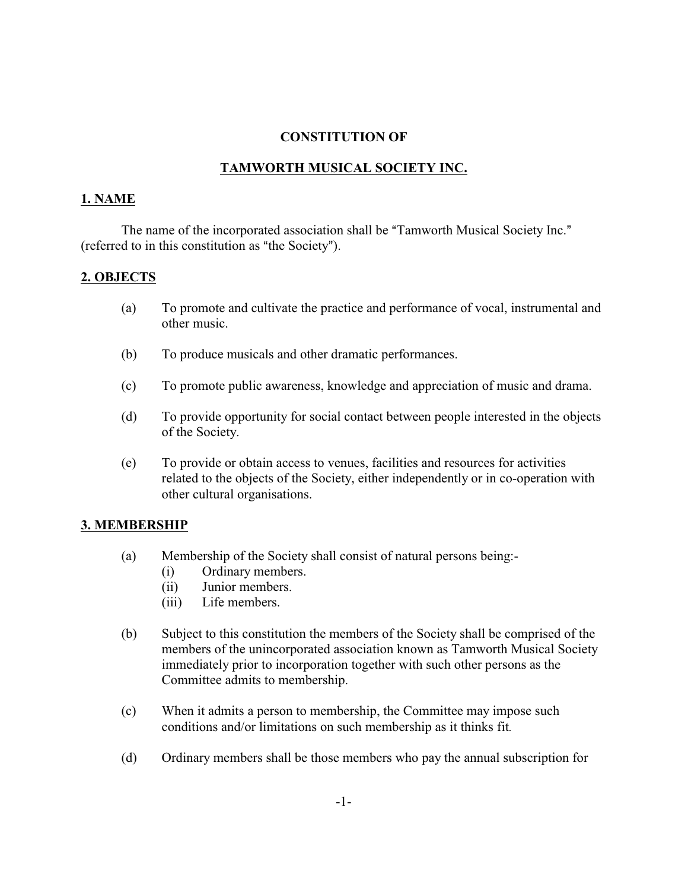# CONSTITUTION OF

## TAMWORTH MUSICAL SOCIETY INC.

### 1. NAME

The name of the incorporated association shall be "Tamworth Musical Society Inc." (referred to in this constitution as "the Society").

### 2. OBJECTS

(a) To promote and cultivate the practice and performance of vocal, instrumental and other music.

(b) To produce musicals and other dramatic performances.

(c) To promote public awareness, knowledge and appreciation of music and drama.

(d) To provide opportunity for social contact between people interested in the objects of the Society.

(e) To provide or obtain access to venues, facilities and resources for activities related to the objects of the Society, either independently or in co-operation with other cultural organisations.

### 3. MEMBERSHIP

(a) Membership of the Society shall consist of natural persons being:-
  - (i) Ordinary members.
  - (ii) Junior members.
  - (iii) Life members.

(b) Subject to this constitution the members of the Society shall be comprised of the members of the unincorporated association known as Tamworth Musical Society immediately prior to incorporation together with such other persons as the Committee admits to membership.

(c) When it admits a person to membership, the Committee may impose such conditions and/or limitations on such membership as it thinks fit.

(d) Ordinary members shall be those members who pay the annual subscription for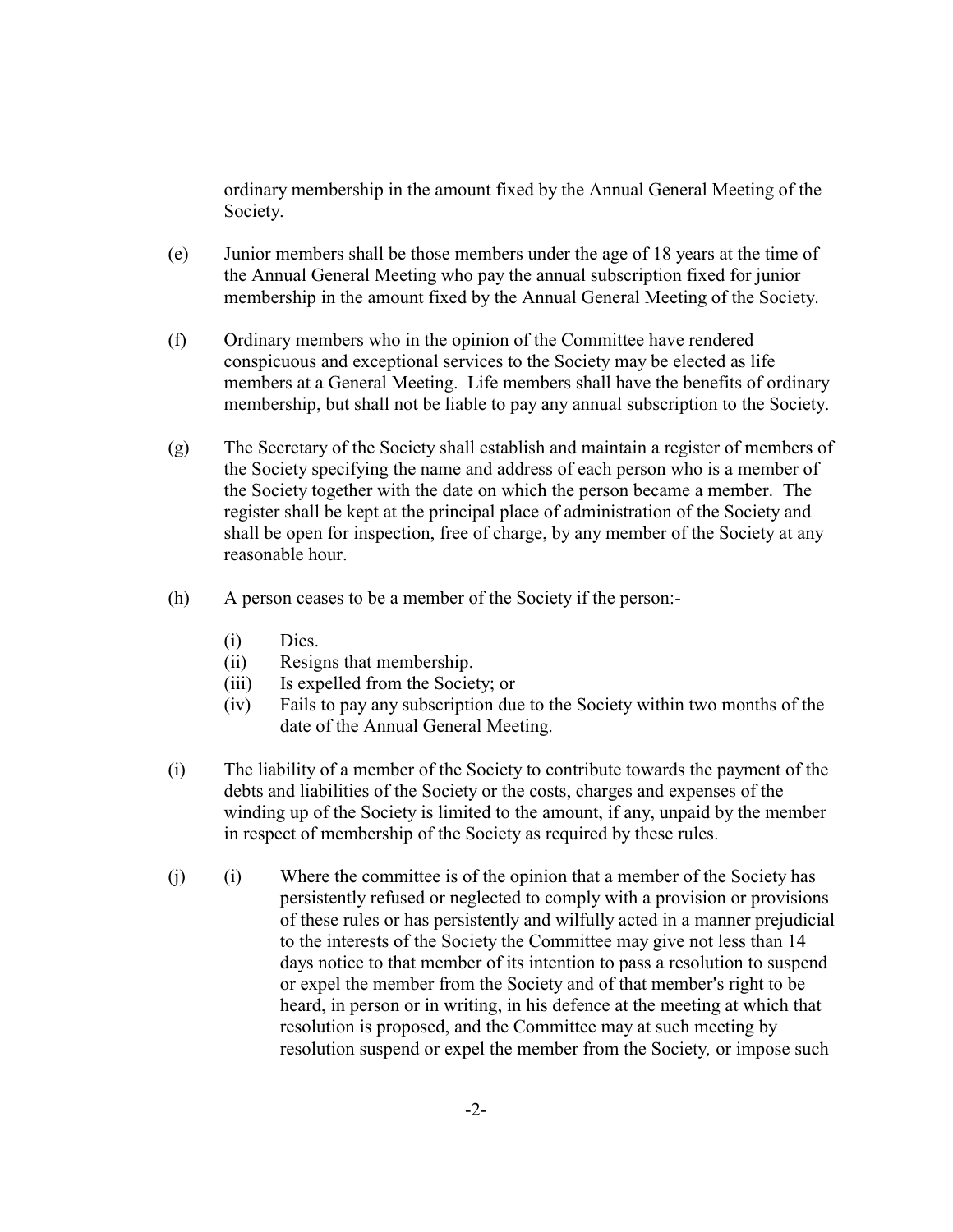ordinary membership in the amount fixed by the Annual General Meeting of the Society.

(e) Junior members shall be those members under the age of 18 years at the time of the Annual General Meeting who pay the annual subscription fixed for junior membership in the amount fixed by the Annual General Meeting of the Society.

(f) Ordinary members who in the opinion of the Committee have rendered conspicuous and exceptional services to the Society may be elected as life members at a General Meeting. Life members shall have the benefits of ordinary membership, but shall not be liable to pay any annual subscription to the Society.

(g) The Secretary of the Society shall establish and maintain a register of members of the Society specifying the name and address of each person who is a member of the Society together with the date on which the person became a member. The register shall be kept at the principal place of administration of the Society and shall be open for inspection, free of charge, by any member of the Society at any reasonable hour.

(h) A person ceases to be a member of the Society if the person:-

- (i) Dies.
- (ii) Resigns that membership.
- (iii) Is expelled from the Society; or
- (iv) Fails to pay any subscription due to the Society within two months of the date of the Annual General Meeting.

(i) The liability of a member of the Society to contribute towards the payment of the debts and liabilities of the Society or the costs, charges and expenses of the winding up of the Society is limited to the amount, if any, unpaid by the member in respect of membership of the Society as required by these rules.

(j) (i) Where the committee is of the opinion that a member of the Society has persistently refused or neglected to comply with a provision or provisions of these rules or has persistently and wilfully acted in a manner prejudicial to the interests of the Society the Committee may give not less than 14 days notice to that member of its intention to pass a resolution to suspend or expel the member from the Society and of that member's right to be heard, in person or in writing, in his defence at the meeting at which that resolution is proposed, and the Committee may at such meeting by resolution suspend or expel the member from the Society*,* or impose such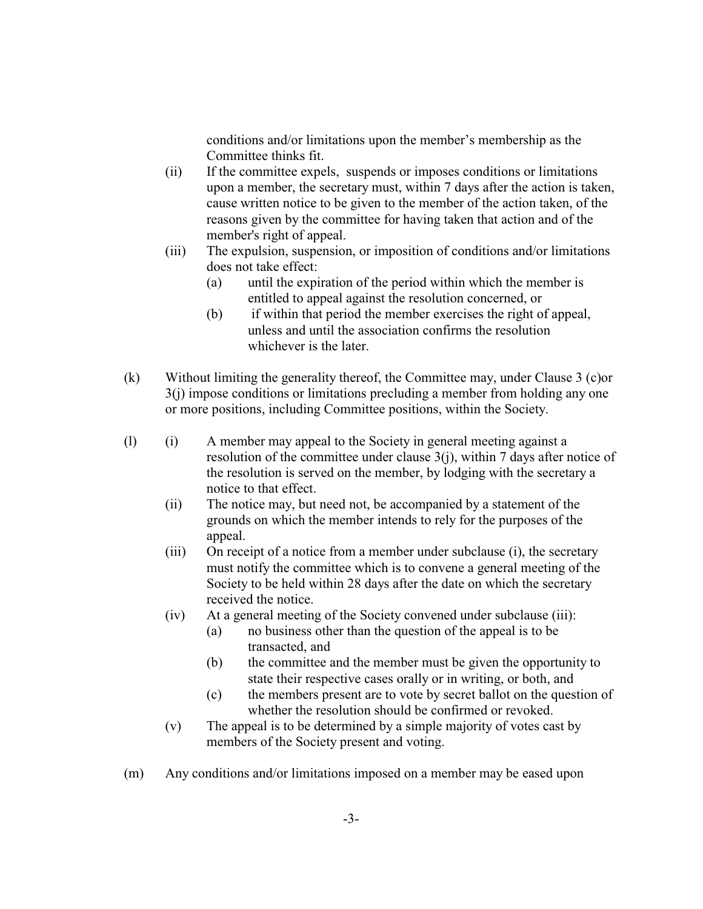conditions and/or limitations upon the member's membership as the Committee thinks fit.

(ii) If the committee expels, suspends or imposes conditions or limitations upon a member, the secretary must, within 7 days after the action is taken, cause written notice to be given to the member of the action taken, of the reasons given by the committee for having taken that action and of the member's right of appeal.

(iii) The expulsion, suspension, or imposition of conditions and/or limitations does not take effect:

  (a) until the expiration of the period within which the member is entitled to appeal against the resolution concerned, or

  (b) if within that period the member exercises the right of appeal, unless and until the association confirms the resolution whichever is the later.

(k) Without limiting the generality thereof, the Committee may, under Clause 3 (c)or 3(j) impose conditions or limitations precluding a member from holding any one or more positions, including Committee positions, within the Society.

(l) (i) A member may appeal to the Society in general meeting against a resolution of the committee under clause 3(j), within 7 days after notice of the resolution is served on the member, by lodging with the secretary a notice to that effect.

(ii) The notice may, but need not, be accompanied by a statement of the grounds on which the member intends to rely for the purposes of the appeal.

(iii) On receipt of a notice from a member under subclause (i), the secretary must notify the committee which is to convene a general meeting of the Society to be held within 28 days after the date on which the secretary received the notice.

(iv) At a general meeting of the Society convened under subclause (iii):

  (a) no business other than the question of the appeal is to be transacted, and

  (b) the committee and the member must be given the opportunity to state their respective cases orally or in writing, or both, and

  (c) the members present are to vote by secret ballot on the question of whether the resolution should be confirmed or revoked.

(v) The appeal is to be determined by a simple majority of votes cast by members of the Society present and voting.

(m) Any conditions and/or limitations imposed on a member may be eased upon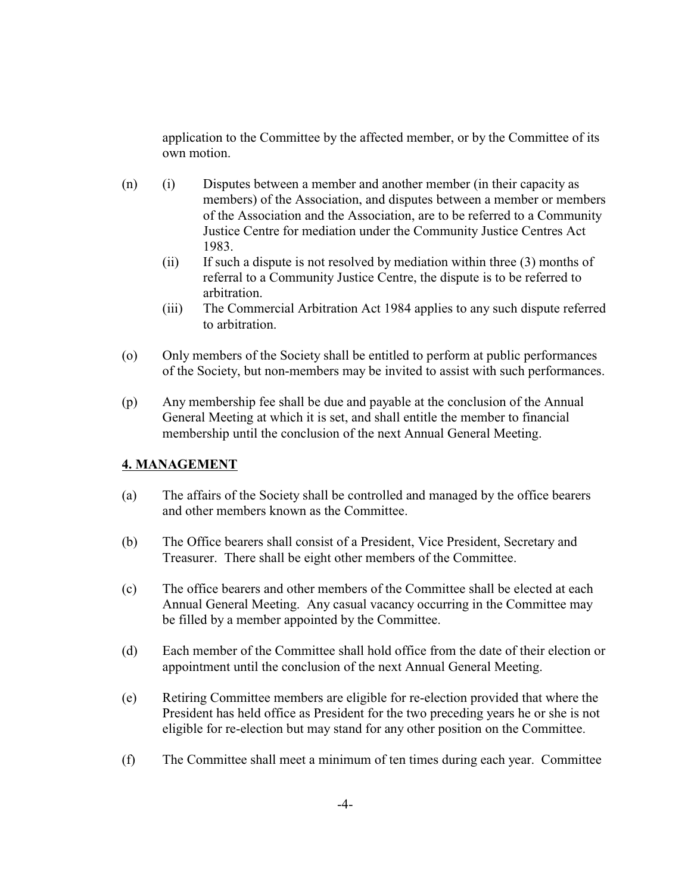application to the Committee by the affected member, or by the Committee of its own motion.

(n) (i) Disputes between a member and another member (in their capacity as members) of the Association, and disputes between a member or members of the Association and the Association, are to be referred to a Community Justice Centre for mediation under the Community Justice Centres Act 1983.

(ii) If such a dispute is not resolved by mediation within three (3) months of referral to a Community Justice Centre, the dispute is to be referred to arbitration.

(iii) The Commercial Arbitration Act 1984 applies to any such dispute referred to arbitration.

(o) Only members of the Society shall be entitled to perform at public performances of the Society, but non-members may be invited to assist with such performances.

(p) Any membership fee shall be due and payable at the conclusion of the Annual General Meeting at which it is set, and shall entitle the member to financial membership until the conclusion of the next Annual General Meeting.

## 4. MANAGEMENT

(a) The affairs of the Society shall be controlled and managed by the office bearers and other members known as the Committee.

(b) The Office bearers shall consist of a President, Vice President, Secretary and Treasurer. There shall be eight other members of the Committee.

(c) The office bearers and other members of the Committee shall be elected at each Annual General Meeting. Any casual vacancy occurring in the Committee may be filled by a member appointed by the Committee.

(d) Each member of the Committee shall hold office from the date of their election or appointment until the conclusion of the next Annual General Meeting.

(e) Retiring Committee members are eligible for re-election provided that where the President has held office as President for the two preceding years he or she is not eligible for re-election but may stand for any other position on the Committee.

(f) The Committee shall meet a minimum of ten times during each year. Committee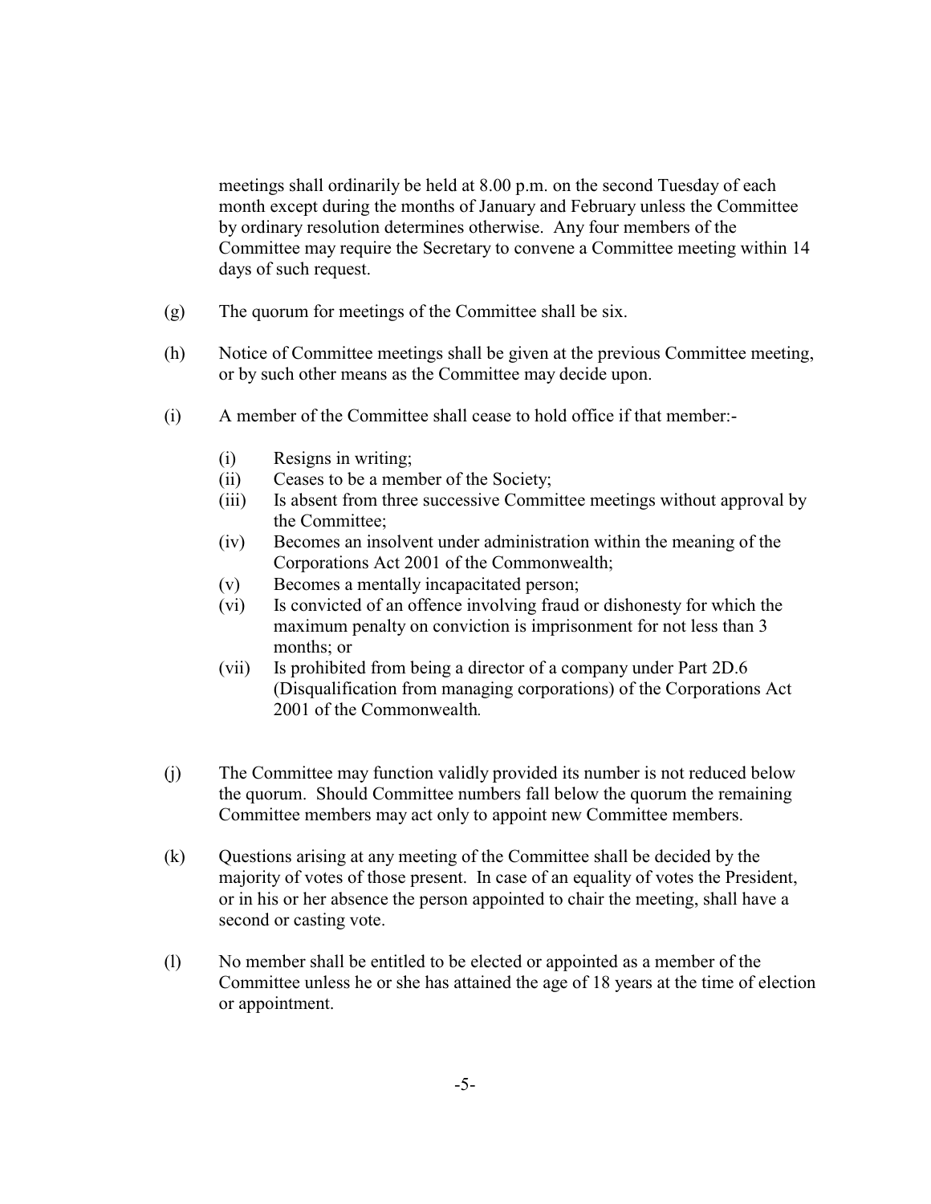meetings shall ordinarily be held at 8.00 p.m. on the second Tuesday of each month except during the months of January and February unless the Committee by ordinary resolution determines otherwise. Any four members of the Committee may require the Secretary to convene a Committee meeting within 14 days of such request.

(g) The quorum for meetings of the Committee shall be six.

(h) Notice of Committee meetings shall be given at the previous Committee meeting, or by such other means as the Committee may decide upon.

(i) A member of the Committee shall cease to hold office if that member:-

- (i) Resigns in writing;
- (ii) Ceases to be a member of the Society;
- (iii) Is absent from three successive Committee meetings without approval by the Committee;
- (iv) Becomes an insolvent under administration within the meaning of the Corporations Act 2001 of the Commonwealth;
- (v) Becomes a mentally incapacitated person;
- (vi) Is convicted of an offence involving fraud or dishonesty for which the maximum penalty on conviction is imprisonment for not less than 3 months; or
- (vii) Is prohibited from being a director of a company under Part 2D.6 (Disqualification from managing corporations) of the Corporations Act 2001 of the Commonwealth.

(j) The Committee may function validly provided its number is not reduced below the quorum. Should Committee numbers fall below the quorum the remaining Committee members may act only to appoint new Committee members.

(k) Questions arising at any meeting of the Committee shall be decided by the majority of votes of those present. In case of an equality of votes the President, or in his or her absence the person appointed to chair the meeting, shall have a second or casting vote.

(l) No member shall be entitled to be elected or appointed as a member of the Committee unless he or she has attained the age of 18 years at the time of election or appointment.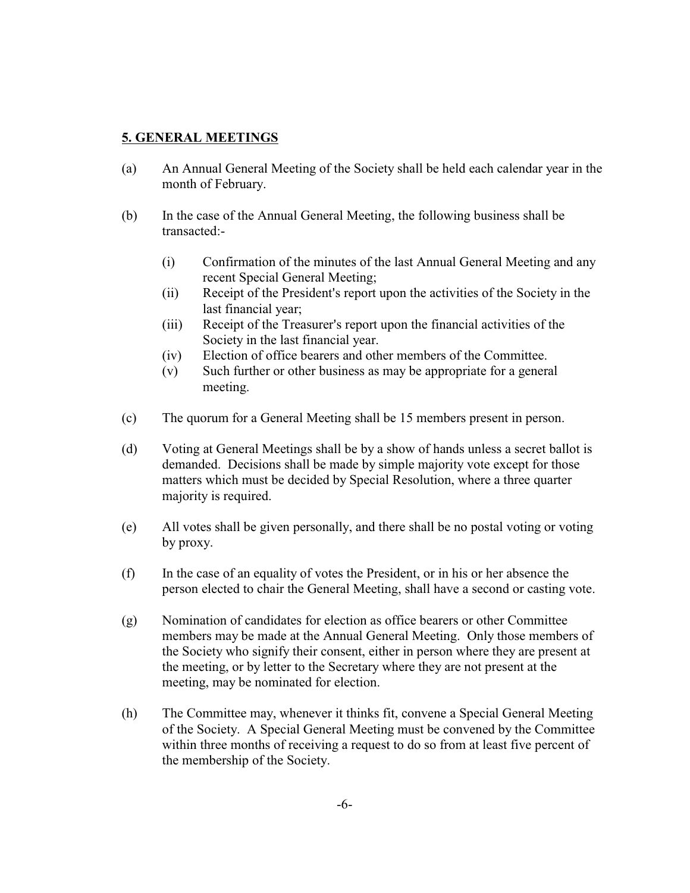## 5. GENERAL MEETINGS

(a) An Annual General Meeting of the Society shall be held each calendar year in the month of February.

(b) In the case of the Annual General Meeting, the following business shall be transacted:-

   (i) Confirmation of the minutes of the last Annual General Meeting and any recent Special General Meeting;
   (ii) Receipt of the President's report upon the activities of the Society in the last financial year;
   (iii) Receipt of the Treasurer's report upon the financial activities of the Society in the last financial year.
   (iv) Election of office bearers and other members of the Committee.
   (v) Such further or other business as may be appropriate for a general meeting.

(c) The quorum for a General Meeting shall be 15 members present in person.

(d) Voting at General Meetings shall be by a show of hands unless a secret ballot is demanded. Decisions shall be made by simple majority vote except for those matters which must be decided by Special Resolution, where a three quarter majority is required.

(e) All votes shall be given personally, and there shall be no postal voting or voting by proxy.

(f) In the case of an equality of votes the President, or in his or her absence the person elected to chair the General Meeting, shall have a second or casting vote.

(g) Nomination of candidates for election as office bearers or other Committee members may be made at the Annual General Meeting. Only those members of the Society who signify their consent, either in person where they are present at the meeting, or by letter to the Secretary where they are not present at the meeting, may be nominated for election.

(h) The Committee may, whenever it thinks fit, convene a Special General Meeting of the Society. A Special General Meeting must be convened by the Committee within three months of receiving a request to do so from at least five percent of the membership of the Society.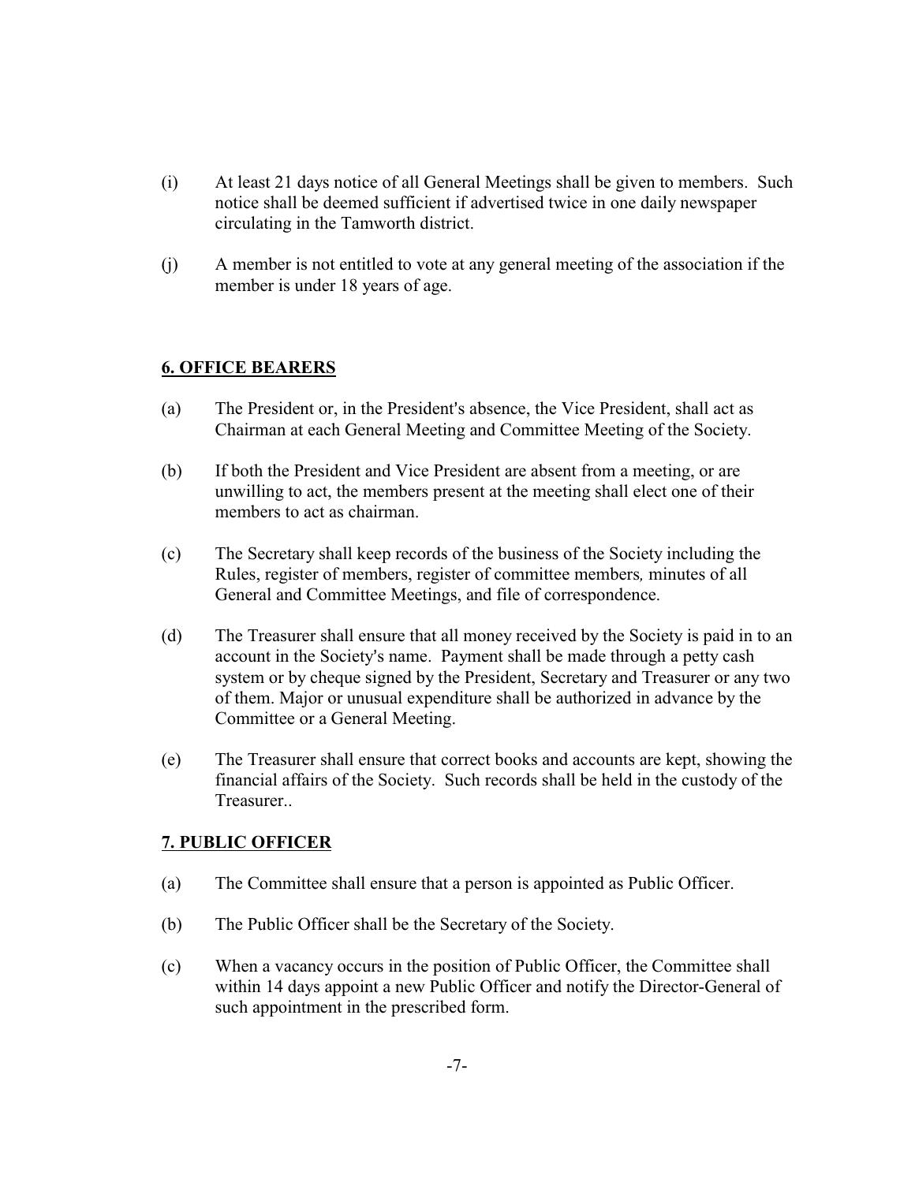(i) At least 21 days notice of all General Meetings shall be given to members. Such notice shall be deemed sufficient if advertised twice in one daily newspaper circulating in the Tamworth district.

(j) A member is not entitled to vote at any general meeting of the association if the member is under 18 years of age.

## 6. OFFICE BEARERS

(a) The President or, in the President's absence, the Vice President, shall act as Chairman at each General Meeting and Committee Meeting of the Society.

(b) If both the President and Vice President are absent from a meeting, or are unwilling to act, the members present at the meeting shall elect one of their members to act as chairman.

(c) The Secretary shall keep records of the business of the Society including the Rules, register of members, register of committee members*,* minutes of all General and Committee Meetings, and file of correspondence.

(d) The Treasurer shall ensure that all money received by the Society is paid in to an account in the Society's name. Payment shall be made through a petty cash system or by cheque signed by the President, Secretary and Treasurer or any two of them. Major or unusual expenditure shall be authorized in advance by the Committee or a General Meeting.

(e) The Treasurer shall ensure that correct books and accounts are kept, showing the financial affairs of the Society. Such records shall be held in the custody of the Treasurer..

## 7. PUBLIC OFFICER

(a) The Committee shall ensure that a person is appointed as Public Officer.

(b) The Public Officer shall be the Secretary of the Society.

(c) When a vacancy occurs in the position of Public Officer, the Committee shall within 14 days appoint a new Public Officer and notify the Director-General of such appointment in the prescribed form.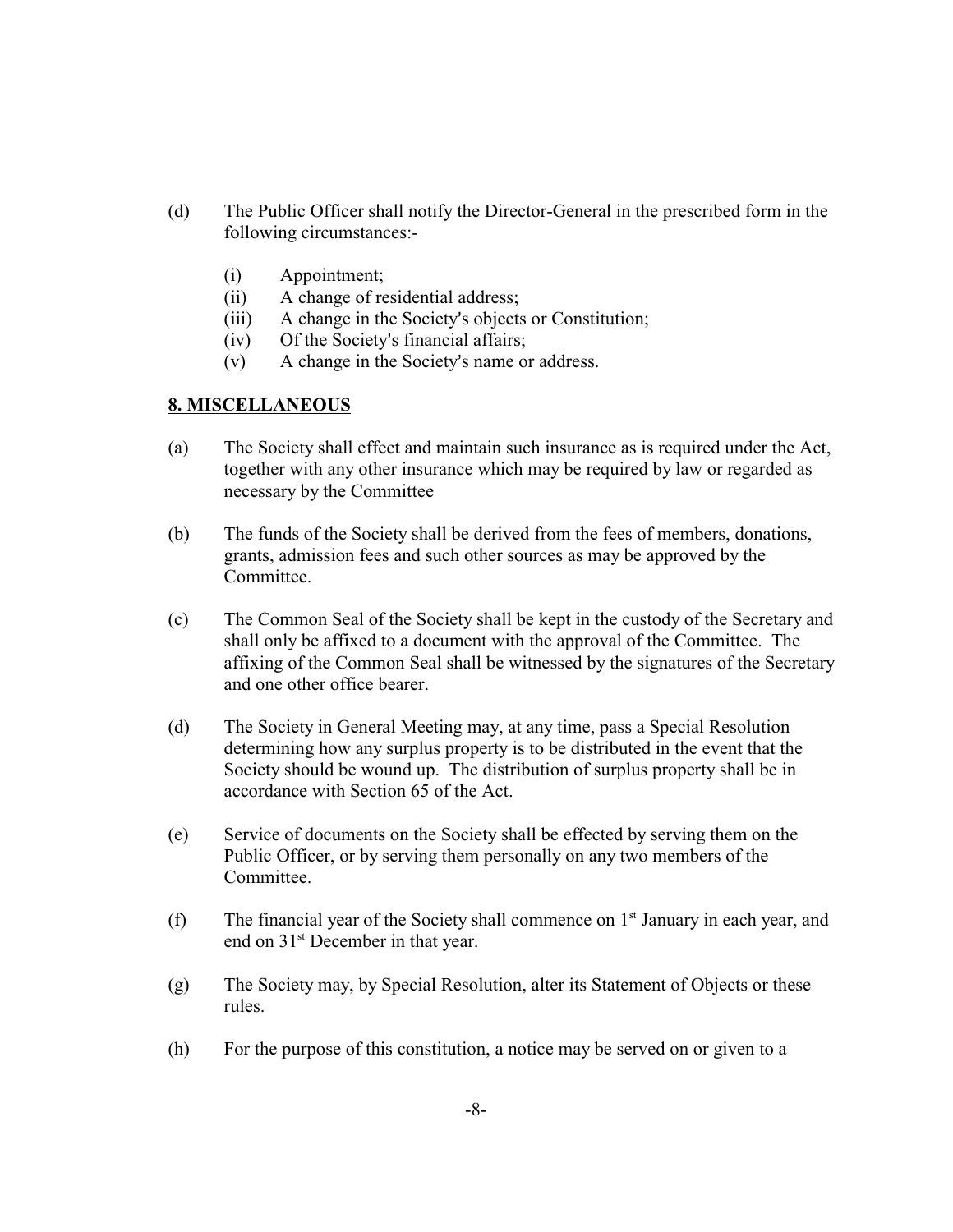(d) The Public Officer shall notify the Director-General in the prescribed form in the following circumstances:-

   (i) Appointment;
   (ii) A change of residential address;
   (iii) A change in the Society's objects or Constitution;
   (iv) Of the Society's financial affairs;
   (v) A change in the Society's name or address.

**8. MISCELLANEOUS**

(a) The Society shall effect and maintain such insurance as is required under the Act, together with any other insurance which may be required by law or regarded as necessary by the Committee

(b) The funds of the Society shall be derived from the fees of members, donations, grants, admission fees and such other sources as may be approved by the Committee.

(c) The Common Seal of the Society shall be kept in the custody of the Secretary and shall only be affixed to a document with the approval of the Committee. The affixing of the Common Seal shall be witnessed by the signatures of the Secretary and one other office bearer.

(d) The Society in General Meeting may, at any time, pass a Special Resolution determining how any surplus property is to be distributed in the event that the Society should be wound up. The distribution of surplus property shall be in accordance with Section 65 of the Act.

(e) Service of documents on the Society shall be effected by serving them on the Public Officer, or by serving them personally on any two members of the Committee.

(f) The financial year of the Society shall commence on 1st January in each year, and end on 31st December in that year.

(g) The Society may, by Special Resolution, alter its Statement of Objects or these rules.

(h) For the purpose of this constitution, a notice may be served on or given to a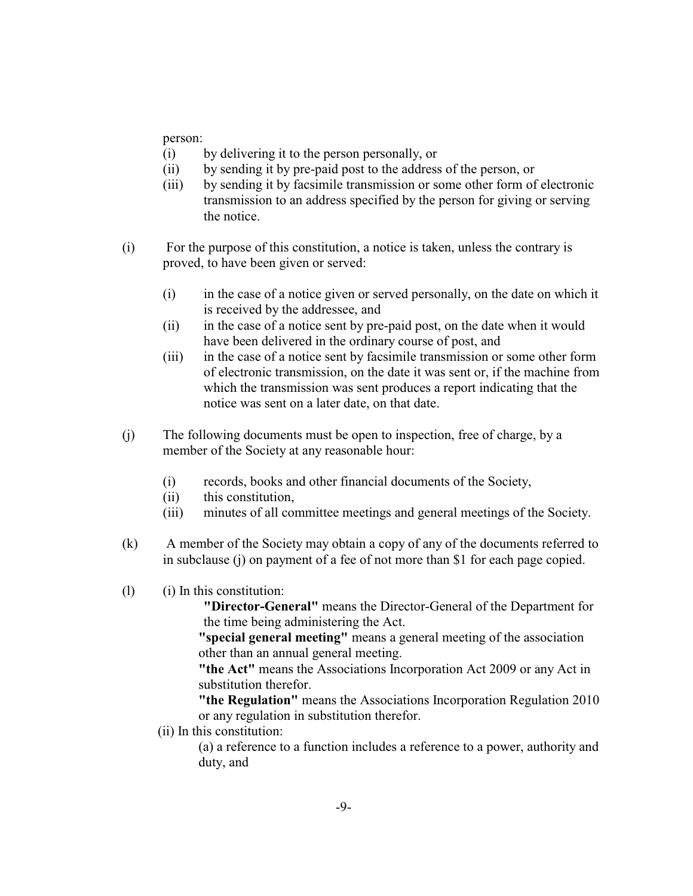person:

(i) by delivering it to the person personally, or
(ii) by sending it by pre-paid post to the address of the person, or
(iii) by sending it by facsimile transmission or some other form of electronic transmission to an address specified by the person for giving or serving the notice.

(i) For the purpose of this constitution, a notice is taken, unless the contrary is proved, to have been given or served:

(i) in the case of a notice given or served personally, on the date on which it is received by the addressee, and
(ii) in the case of a notice sent by pre-paid post, on the date when it would have been delivered in the ordinary course of post, and
(iii) in the case of a notice sent by facsimile transmission or some other form of electronic transmission, on the date it was sent or, if the machine from which the transmission was sent produces a report indicating that the notice was sent on a later date, on that date.

(j) The following documents must be open to inspection, free of charge, by a member of the Society at any reasonable hour:

(i) records, books and other financial documents of the Society,
(ii) this constitution,
(iii) minutes of all committee meetings and general meetings of the Society.

(k) A member of the Society may obtain a copy of any of the documents referred to in subclause (j) on payment of a fee of not more than $1 for each page copied.

(l) (i) In this constitution:

**"Director-General"** means the Director-General of the Department for the time being administering the Act.

**"special general meeting"** means a general meeting of the association other than an annual general meeting.

**"the Act"** means the Associations Incorporation Act 2009 or any Act in substitution therefor.

**"the Regulation"** means the Associations Incorporation Regulation 2010 or any regulation in substitution therefor.

(ii) In this constitution:

(a) a reference to a function includes a reference to a power, authority and duty, and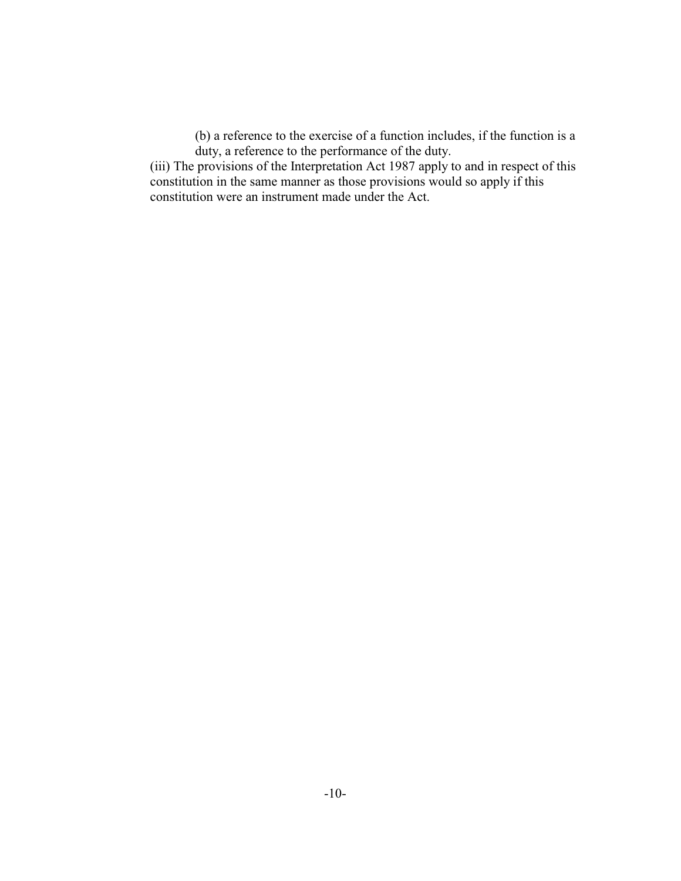(b) a reference to the exercise of a function includes, if the function is a duty, a reference to the performance of the duty.

(iii) The provisions of the Interpretation Act 1987 apply to and in respect of this constitution in the same manner as those provisions would so apply if this constitution were an instrument made under the Act.